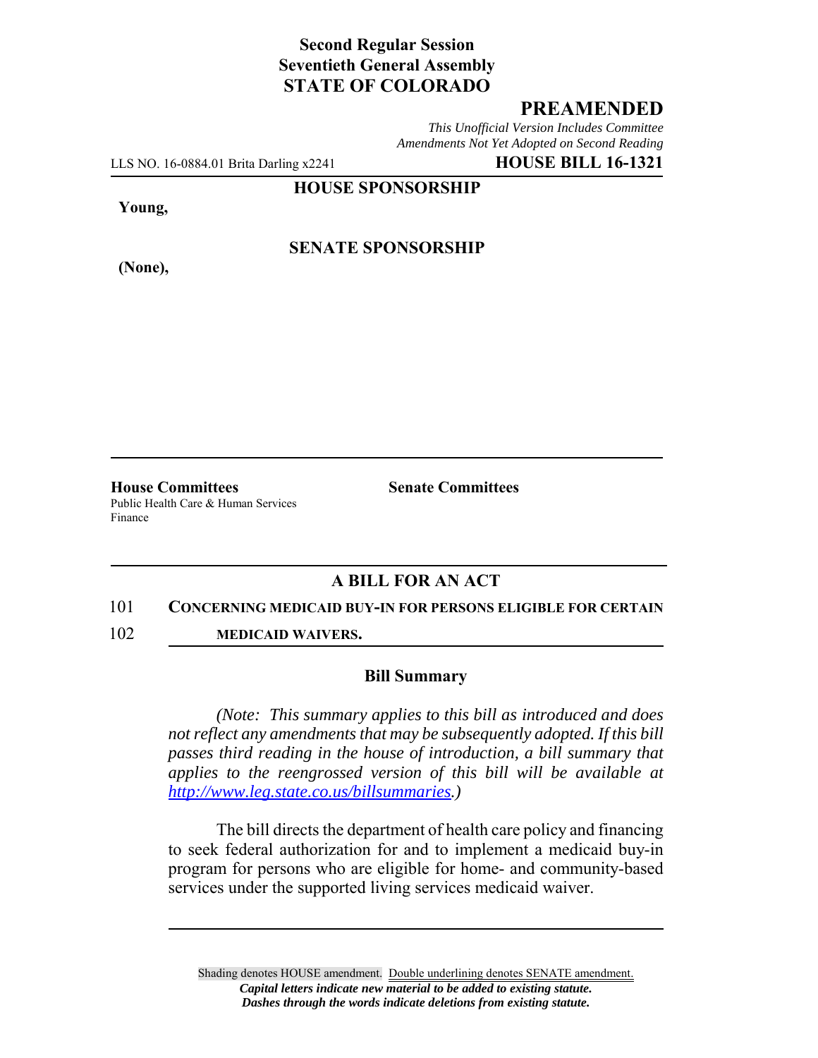**Second Regular Session**
**Seventieth General Assembly**
**STATE OF COLORADO**

## PREAMENDED

*This Unofficial Version Includes Committee Amendments Not Yet Adopted on Second Reading*

LLS NO. 16-0884.01 Brita Darling x2241 **HOUSE BILL 16-1321**

**HOUSE SPONSORSHIP**

**Young,**

**SENATE SPONSORSHIP**

**(None),**

**House Committees**
Public Health Care & Human Services
Finance

**Senate Committees**

### A BILL FOR AN ACT

101 **CONCERNING MEDICAID BUY-IN FOR PERSONS ELIGIBLE FOR CERTAIN**
102 **MEDICAID WAIVERS.**

### Bill Summary

*(Note: This summary applies to this bill as introduced and does not reflect any amendments that may be subsequently adopted. If this bill passes third reading in the house of introduction, a bill summary that applies to the reengrossed version of this bill will be available at http://www.leg.state.co.us/billsummaries.)*

The bill directs the department of health care policy and financing to seek federal authorization for and to implement a medicaid buy-in program for persons who are eligible for home- and community-based services under the supported living services medicaid waiver.

Shading denotes HOUSE amendment. Double underlining denotes SENATE amendment.
*Capital letters indicate new material to be added to existing statute.*
*Dashes through the words indicate deletions from existing statute.*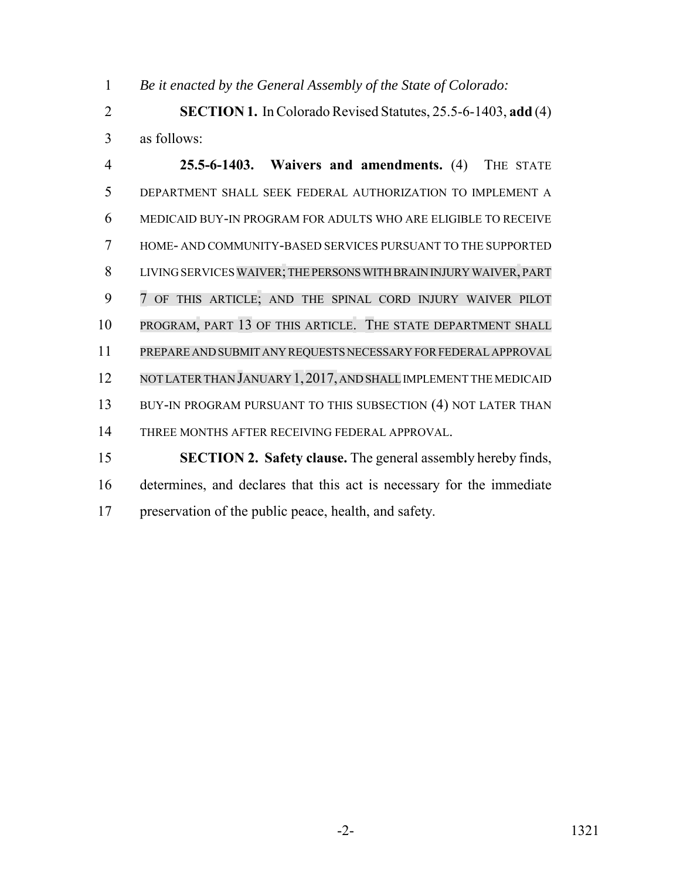*Be it enacted by the General Assembly of the State of Colorado:*

**SECTION 1.** In Colorado Revised Statutes, 25.5-6-1403, **add** (4) as follows:

**25.5-6-1403. Waivers and amendments.** (4) THE STATE DEPARTMENT SHALL SEEK FEDERAL AUTHORIZATION TO IMPLEMENT A MEDICAID BUY-IN PROGRAM FOR ADULTS WHO ARE ELIGIBLE TO RECEIVE HOME- AND COMMUNITY-BASED SERVICES PURSUANT TO THE SUPPORTED LIVING SERVICES WAIVER; THE PERSONS WITH BRAIN INJURY WAIVER, PART 7 OF THIS ARTICLE; AND THE SPINAL CORD INJURY WAIVER PILOT PROGRAM, PART 13 OF THIS ARTICLE. THE STATE DEPARTMENT SHALL PREPARE AND SUBMIT ANY REQUESTS NECESSARY FOR FEDERAL APPROVAL NOT LATER THAN JANUARY 1, 2017, AND SHALL IMPLEMENT THE MEDICAID BUY-IN PROGRAM PURSUANT TO THIS SUBSECTION (4) NOT LATER THAN THREE MONTHS AFTER RECEIVING FEDERAL APPROVAL.

**SECTION 2. Safety clause.** The general assembly hereby finds, determines, and declares that this act is necessary for the immediate preservation of the public peace, health, and safety.